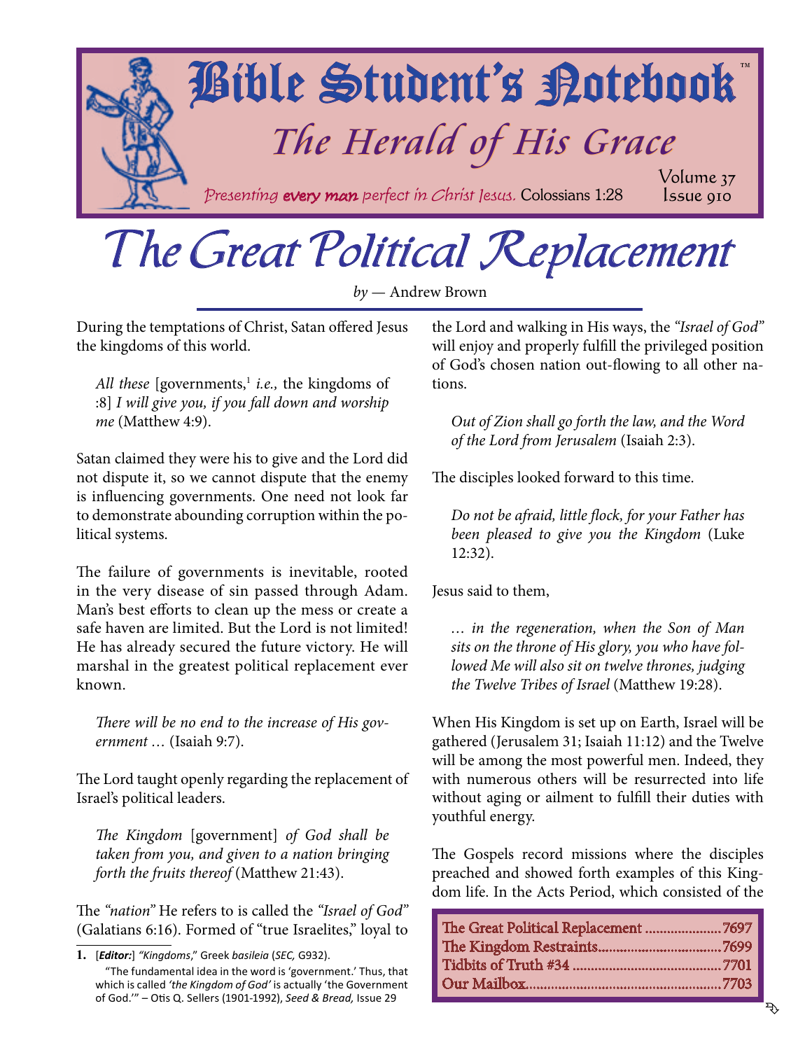# Bible Student's Notebook™

## The Herald of His Grace

*Presenting* ***every man*** *perfect in Christ Jesus.* Colossians 1:28

Volume 37
Issue 910

# The Great Political Replacement

*by* — Andrew Brown

During the temptations of Christ, Satan offered Jesus the kingdoms of this world.

> *All these* [governments,[1] *i.e.,* the kingdoms of :8] *I will give you, if you fall down and worship me* (Matthew 4:9).

Satan claimed they were his to give and the Lord did not dispute it, so we cannot dispute that the enemy is influencing governments. One need not look far to demonstrate abounding corruption within the political systems.

The failure of governments is inevitable, rooted in the very disease of sin passed through Adam. Man's best efforts to clean up the mess or create a safe haven are limited. But the Lord is not limited! He has already secured the future victory. He will marshal in the greatest political replacement ever known.

> *There will be no end to the increase of His government …* (Isaiah 9:7).

The Lord taught openly regarding the replacement of Israel's political leaders.

> *The Kingdom* [government] *of God shall be taken from you, and given to a nation bringing forth the fruits thereof* (Matthew 21:43).

The *"nation"* He refers to is called the *"Israel of God"* (Galatians 6:16). Formed of "true Israelites," loyal to the Lord and walking in His ways, the *"Israel of God"* will enjoy and properly fulfill the privileged position of God's chosen nation out-flowing to all other nations.

> *Out of Zion shall go forth the law, and the Word of the Lord from Jerusalem* (Isaiah 2:3).

The disciples looked forward to this time.

> *Do not be afraid, little flock, for your Father has been pleased to give you the Kingdom* (Luke 12:32).

Jesus said to them,

> *… in the regeneration, when the Son of Man sits on the throne of His glory, you who have followed Me will also sit on twelve thrones, judging the Twelve Tribes of Israel* (Matthew 19:28).

When His Kingdom is set up on Earth, Israel will be gathered (Jerusalem 31; Isaiah 11:12) and the Twelve will be among the most powerful men. Indeed, they with numerous others will be resurrected into life without aging or ailment to fulfill their duties with youthful energy.

The Gospels record missions where the disciples preached and showed forth examples of this Kingdom life. In the Acts Period, which consisted of the

| | |
|---|---|
| The Great Political Replacement | 7697 |
| The Kingdom Restraints | 7699 |
| Tidbits of Truth #34 | 7701 |
| Our Mailbox | 7703 |

---

1. [***Editor:***] *"Kingdoms*," Greek *basileia* (*SEC,* G932).
"The fundamental idea in the word is 'government.' Thus, that which is called *'the Kingdom of God'* is actually 'the Government of God.'" – Otis Q. Sellers (1901-1992), *Seed & Bread,* Issue 29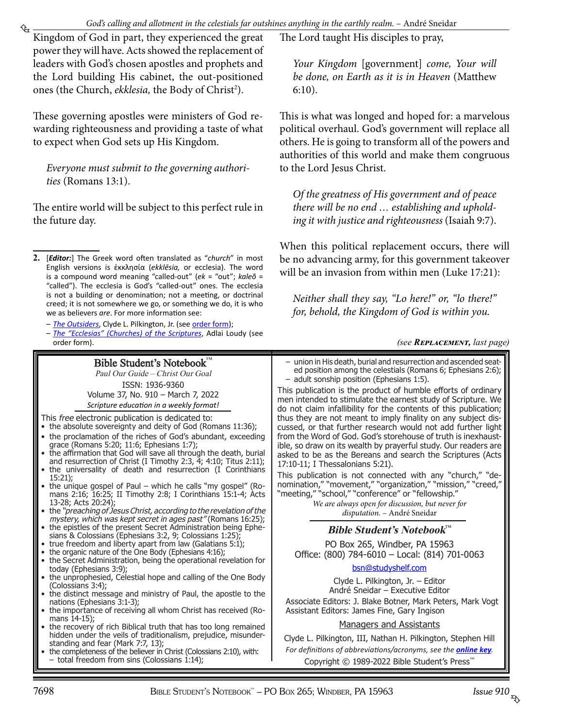Kingdom of God in part, they experienced the great power they will have. Acts showed the replacement of leaders with God's chosen apostles and prophets and the Lord building His cabinet, the out-positioned ones (the Church, *ekklesia*, the Body of Christ[2]).

These governing apostles were ministers of God rewarding righteousness and providing a taste of what to expect when God sets up His Kingdom.

> *Everyone must submit to the governing authorities* (Romans 13:1).

The entire world will be subject to this perfect rule in the future day.

The Lord taught His disciples to pray,

> *Your Kingdom* [government] *come, Your will be done, on Earth as it is in Heaven* (Matthew 6:10).

This is what was longed and hoped for: a marvelous political overhaul. God's government will replace all others. He is going to transform all of the powers and authorities of this world and make them congruous to the Lord Jesus Christ.

> *Of the greatness of His government and of peace there will be no end … establishing and upholding it with justice and righteousness* (Isaiah 9:7).

When this political replacement occurs, there will be no advancing army, for this government takeover will be an invasion from within men (Luke 17:21):

> *Neither shall they say, "Lo here!" or, "lo there!" for, behold, the Kingdom of God is within you.*

*(see **Replacement,** last page)*

---

**2.** [***Editor:***] The Greek word often translated as "*church*" in most English versions is ἐκκλησία (*ekklēsia,* or ecclesia). The word is a compound word meaning "called-out" (*ek* = "out"; *kaleō* = "called"). The ecclesia is God's "called-out" ones. The ecclesia is not a building or denomination; not a meeting, or doctrinal creed; it is not somewhere we go, or something we do, it is who we as believers *are*. For more information see:

- *The Outsiders*, Clyde L. Pilkington, Jr. (see order form);
- *The "Ecclesias" (Churches) of the Scriptures*, Adlai Loudy (see order form).

---

## Bible Student's Notebook™

*Paul Our Guide – Christ Our Goal*

ISSN: 1936-9360

Volume 37, No. 910 – March 7, 2022

*Scripture education in a weekly format!*

This *free* electronic publication is dedicated to:

- the absolute sovereignty and deity of God (Romans 11:36);
- the proclamation of the riches of God's abundant, exceeding grace (Romans 5:20; 11:6; Ephesians 1:7);
- the affirmation that God will save all through the death, burial and resurrection of Christ (I Timothy 2:3, 4; 4:10; Titus 2:11);
- the universality of death and resurrection (I Corinthians 15:21);
- the unique gospel of Paul – which he calls "my gospel" (Romans 2:16; 16:25; II Timothy 2:8; I Corinthians 15:1-4; Acts 13-28; Acts 20:24);
- the *"preaching of Jesus Christ, according to the revelation of the mystery, which was kept secret in ages past"* (Romans 16:25);
- the epistles of the present Secret Administration being Ephesians & Colossians (Ephesians 3:2, 9; Colossians 1:25);
- true freedom and liberty apart from law (Galatians 5:1);
- the organic nature of the One Body (Ephesians 4:16);
- the Secret Administration, being the operational revelation for today (Ephesians 3:9);
- the unprophesied, Celestial hope and calling of the One Body (Colossians 3:4);
- the distinct message and ministry of Paul, the apostle to the nations (Ephesians 3:1-3);
- the importance of receiving all whom Christ has received (Romans 14-15);
- the recovery of rich Biblical truth that has too long remained hidden under the veils of traditionalism, prejudice, misunderstanding and fear (Mark 7:7, 13);
- the completeness of the believer in Christ (Colossians 2:10), with:
  - total freedom from sins (Colossians 1:14);
  - union in His death, burial and resurrection and ascended seated position among the celestials (Romans 6; Ephesians 2:6);
  - adult sonship position (Ephesians 1:5).

This publication is the product of humble efforts of ordinary men intended to stimulate the earnest study of Scripture. We do not claim infallibility for the contents of this publication; thus they are not meant to imply finality on any subject discussed, or that further research would not add further light from the Word of God. God's storehouse of truth is inexhaustible, so draw on its wealth by prayerful study. Our readers are asked to be as the Bereans and search the Scriptures (Acts 17:10-11; I Thessalonians 5:21).

This publication is not connected with any "church," "denomination," "movement," "organization," "mission," "creed," "meeting," "school," "conference" or "fellowship."

*We are always open for discussion, but never for disputation.* – André Sneidar

### *Bible Student's Notebook™*

PO Box 265, Windber, PA 15963

Office: (800) 784-6010 – Local: (814) 701-0063

bsn@studyshelf.com

Clyde L. Pilkington, Jr. – Editor

André Sneidar – Executive Editor

Associate Editors: J. Blake Botner, Mark Peters, Mark Vogt

Assistant Editors: James Fine, Gary Ingison

Managers and Assistants

Clyde L. Pilkington, III, Nathan H. Pilkington, Stephen Hill

*For definitions of abbreviations/acronyms, see the **online key**.*

Copyright © 1989-2022 Bible Student's Press™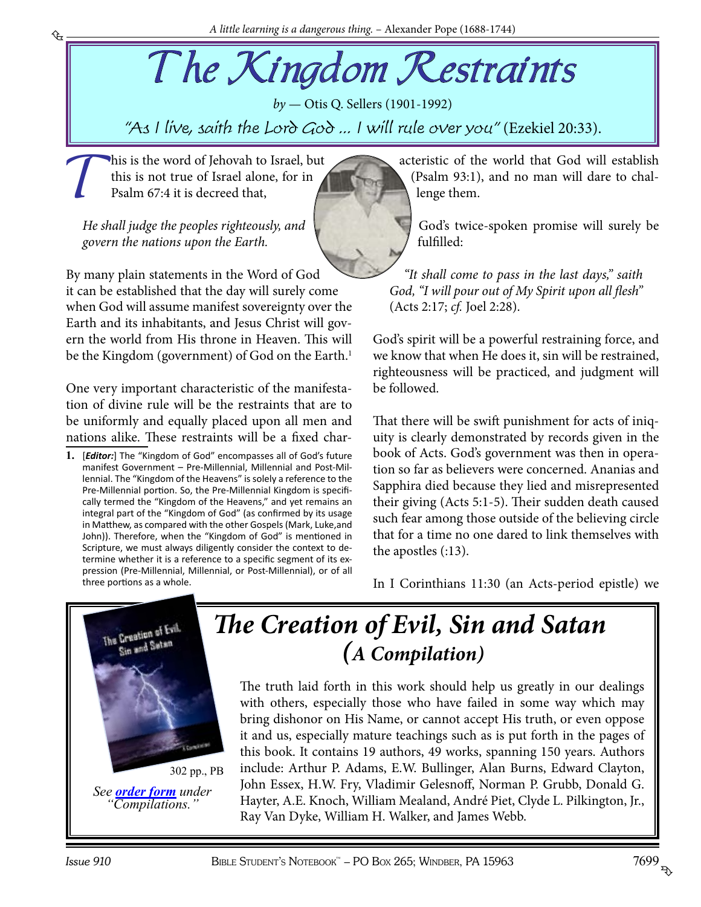# The Kingdom Restraints

*by* — Otis Q. Sellers (1901-1992)

*"As I live, saith the Lord God ... I will rule over you"* (Ezekiel 20:33).

This is the word of Jehovah to Israel, but this is not true of Israel alone, for in Psalm 67:4 it is decreed that,

> *He shall judge the peoples righteously, and govern the nations upon the Earth.*

By many plain statements in the Word of God it can be established that the day will surely come when God will assume manifest sovereignty over the Earth and its inhabitants, and Jesus Christ will govern the world from His throne in Heaven. This will be the Kingdom (government) of God on the Earth.[1]

One very important characteristic of the manifestation of divine rule will be the restraints that are to be uniformly and equally placed upon all men and nations alike. These restraints will be a fixed characteristic of the world that God will establish (Psalm 93:1), and no man will dare to challenge them.

God's twice-spoken promise will surely be fulfilled:

> *"It shall come to pass in the last days," saith God, "I will pour out of My Spirit upon all flesh"* (Acts 2:17; *cf.* Joel 2:28).

God's spirit will be a powerful restraining force, and we know that when He does it, sin will be restrained, righteousness will be practiced, and judgment will be followed.

That there will be swift punishment for acts of iniquity is clearly demonstrated by records given in the book of Acts. God's government was then in operation so far as believers were concerned. Ananias and Sapphira died because they lied and misrepresented their giving (Acts 5:1-5). Their sudden death caused such fear among those outside of the believing circle that for a time no one dared to link themselves with the apostles (:13).

In I Corinthians 11:30 (an Acts-period epistle) we

---

1. [***Editor:***] The "Kingdom of God" encompasses all of God's future manifest Government – Pre-Millennial, Millennial and Post-Millennial. The "Kingdom of the Heavens" is solely a reference to the Pre-Millennial portion. So, the Pre-Millennial Kingdom is specifically termed the "Kingdom of the Heavens," and yet remains an integral part of the "Kingdom of God" (as confirmed by its usage in Matthew, as compared with the other Gospels (Mark, Luke,and John)). Therefore, when the "Kingdom of God" is mentioned in Scripture, we must always diligently consider the context to determine whether it is a reference to a specific segment of its expression (Pre-Millennial, Millennial, or Post-Millennial), or of all three portions as a whole.

---

## *The Creation of Evil, Sin and Satan (A Compilation)*

302 pp., PB

*See **order form** under "Compilations."*

The truth laid forth in this work should help us greatly in our dealings with others, especially those who have failed in some way which may bring dishonor on His Name, or cannot accept His truth, or even oppose it and us, especially mature teachings such as is put forth in the pages of this book. It contains 19 authors, 49 works, spanning 150 years. Authors include: Arthur P. Adams, E.W. Bullinger, Alan Burns, Edward Clayton, John Essex, H.W. Fry, Vladimir Gelesnoff, Norman P. Grubb, Donald G. Hayter, A.E. Knoch, William Mealand, André Piet, Clyde L. Pilkington, Jr., Ray Van Dyke, William H. Walker, and James Webb.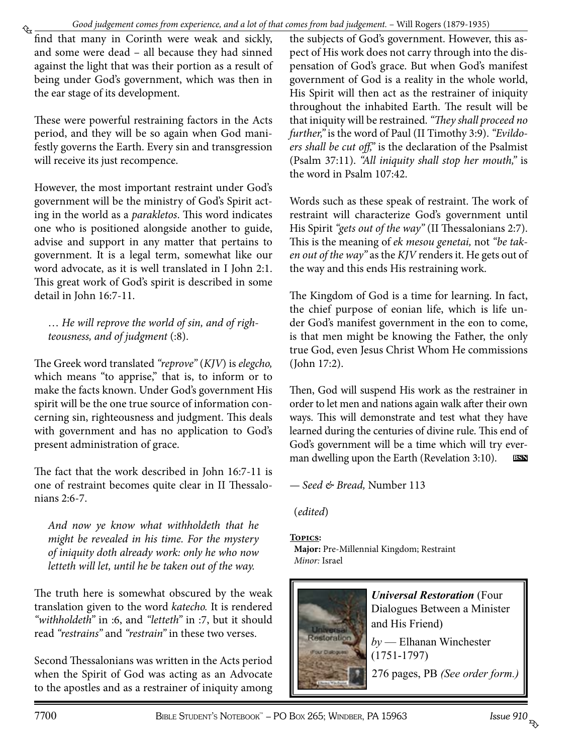find that many in Corinth were weak and sickly, and some were dead – all because they had sinned against the light that was their portion as a result of being under God's government, which was then in the ear stage of its development.

These were powerful restraining factors in the Acts period, and they will be so again when God manifestly governs the Earth. Every sin and transgression will receive its just recompence.

However, the most important restraint under God's government will be the ministry of God's Spirit acting in the world as a *parakletos*. This word indicates one who is positioned alongside another to guide, advise and support in any matter that pertains to government. It is a legal term, somewhat like our word advocate, as it is well translated in I John 2:1. This great work of God's spirit is described in some detail in John 16:7-11.

> … *He will reprove the world of sin, and of righteousness, and of judgment* (:8).

The Greek word translated *"reprove"* (*KJV*) is *elegcho,* which means "to apprise," that is, to inform or to make the facts known. Under God's government His spirit will be the one true source of information concerning sin, righteousness and judgment. This deals with government and has no application to God's present administration of grace.

The fact that the work described in John 16:7-11 is one of restraint becomes quite clear in II Thessalonians 2:6-7.

> *And now ye know what withholdeth that he might be revealed in his time. For the mystery of iniquity doth already work: only he who now letteth will let, until he be taken out of the way.*

The truth here is somewhat obscured by the weak translation given to the word *katecho.* It is rendered *"withholdeth"* in :6, and *"letteth"* in :7, but it should read *"restrains"* and *"restrain"* in these two verses.

Second Thessalonians was written in the Acts period when the Spirit of God was acting as an Advocate to the apostles and as a restrainer of iniquity among the subjects of God's government. However, this aspect of His work does not carry through into the dispensation of God's grace. But when God's manifest government of God is a reality in the whole world, His Spirit will then act as the restrainer of iniquity throughout the inhabited Earth. The result will be that iniquity will be restrained. *"They shall proceed no further,"* is the word of Paul (II Timothy 3:9). *"Evildoers shall be cut off,"* is the declaration of the Psalmist (Psalm 37:11). *"All iniquity shall stop her mouth,"* is the word in Psalm 107:42.

Words such as these speak of restraint. The work of restraint will characterize God's government until His Spirit *"gets out of the way"* (II Thessalonians 2:7). This is the meaning of *ek mesou genetai,* not *"be taken out of the way"* as the *KJV* renders it. He gets out of the way and this ends His restraining work.

The Kingdom of God is a time for learning. In fact, the chief purpose of eonian life, which is life under God's manifest government in the eon to come, is that men might be knowing the Father, the only true God, even Jesus Christ Whom He commissions (John 17:2).

Then, God will suspend His work as the restrainer in order to let men and nations again walk after their own ways. This will demonstrate and test what they have learned during the centuries of divine rule. This end of God's government will be a time which will try everman dwelling upon the Earth (Revelation 3:10). BSN

— *Seed & Bread,* Number 113

(*edited*)

**Topics:**
**Major:** Pre-Millennial Kingdom; Restraint
*Minor:* Israel

***Universal Restoration*** (Four Dialogues Between a Minister and His Friend)
*by* — Elhanan Winchester (1751-1797)
276 pages, PB *(See order form.)*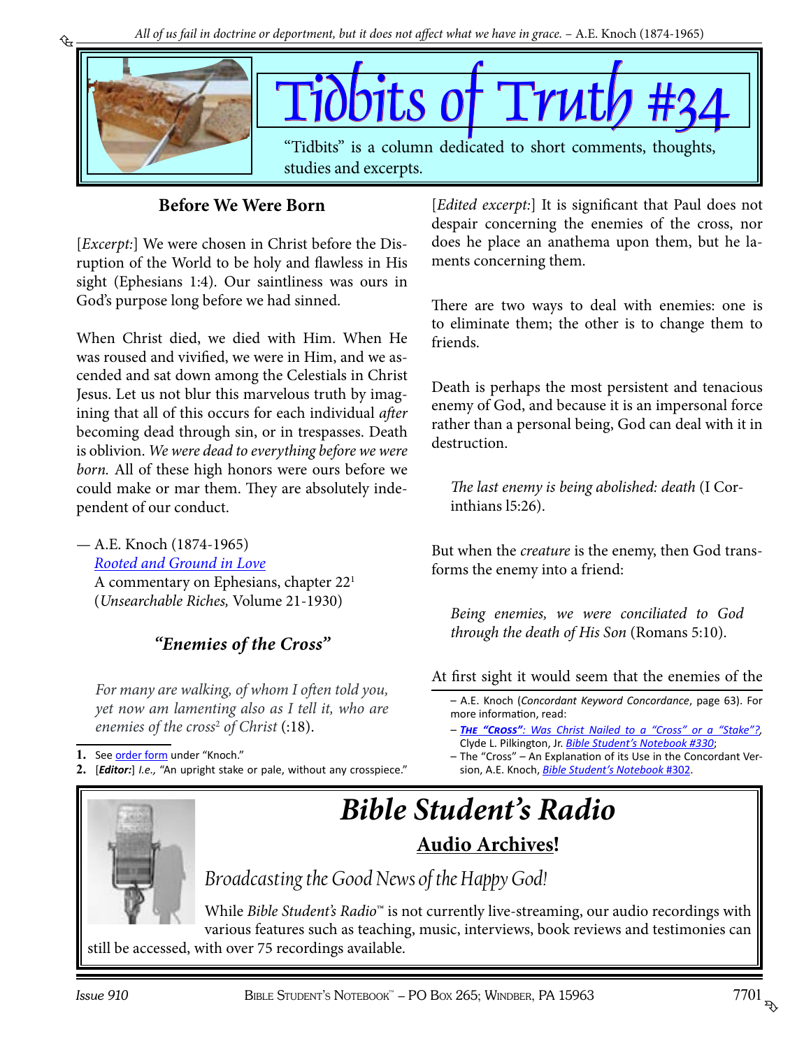*All of us fail in doctrine or deportment, but it does not affect what we have in grace.* – A.E. Knoch (1874-1965)

# Tidbits of Truth #34

"Tidbits" is a column dedicated to short comments, thoughts, studies and excerpts.

## Before We Were Born

[*Excerpt:*] We were chosen in Christ before the Disruption of the World to be holy and flawless in His sight (Ephesians 1:4). Our saintliness was ours in God's purpose long before we had sinned.

When Christ died, we died with Him. When He was roused and vivified, we were in Him, and we ascended and sat down among the Celestials in Christ Jesus. Let us not blur this marvelous truth by imagining that all of this occurs for each individual *after* becoming dead through sin, or in trespasses. Death is oblivion. *We were dead to everything before we were born.* All of these high honors were ours before we could make or mar them. They are absolutely independent of our conduct.

— A.E. Knoch (1874-1965)
[Rooted and Ground in Love](#)
A commentary on Ephesians, chapter 22[1]
(*Unsearchable Riches,* Volume 21-1930)

## *"Enemies of the Cross"*

> *For many are walking, of whom I often told you, yet now am lamenting also as I tell it, who are enemies of the cross*[2] *of Christ* (:18).

[*Edited excerpt:*] It is significant that Paul does not despair concerning the enemies of the cross, nor does he place an anathema upon them, but he laments concerning them.

There are two ways to deal with enemies: one is to eliminate them; the other is to change them to friends.

Death is perhaps the most persistent and tenacious enemy of God, and because it is an impersonal force rather than a personal being, God can deal with it in destruction.

> *The last enemy is being abolished: death* (I Corinthians l5:26).

But when the *creature* is the enemy, then God transforms the enemy into a friend:

> *Being enemies, we were conciliated to God through the death of His Son* (Romans 5:10).

At first sight it would seem that the enemies of the

---

**1.** See [order form](#) under "Knoch."
**2.** [***Editor:***] *I.e.,* "An upright stake or pale, without any crosspiece."

– A.E. Knoch (*Concordant Keyword Concordance*, page 63). For more information, read:
– [***The "Cross"***: *Was Christ Nailed to a "Cross" or a "Stake"?*](#), Clyde L. Pilkington, Jr. [*Bible Student's Notebook #330*](#);
– The "Cross" – An Explanation of its Use in the Concordant Version, A.E. Knoch, [*Bible Student's Notebook* #302](#).

---

# *Bible Student's Radio*

## Audio Archives!

*Broadcasting the Good News of the Happy God!*

While *Bible Student's Radio*™ is not currently live-streaming, our audio recordings with various features such as teaching, music, interviews, book reviews and testimonies can still be accessed, with over 75 recordings available.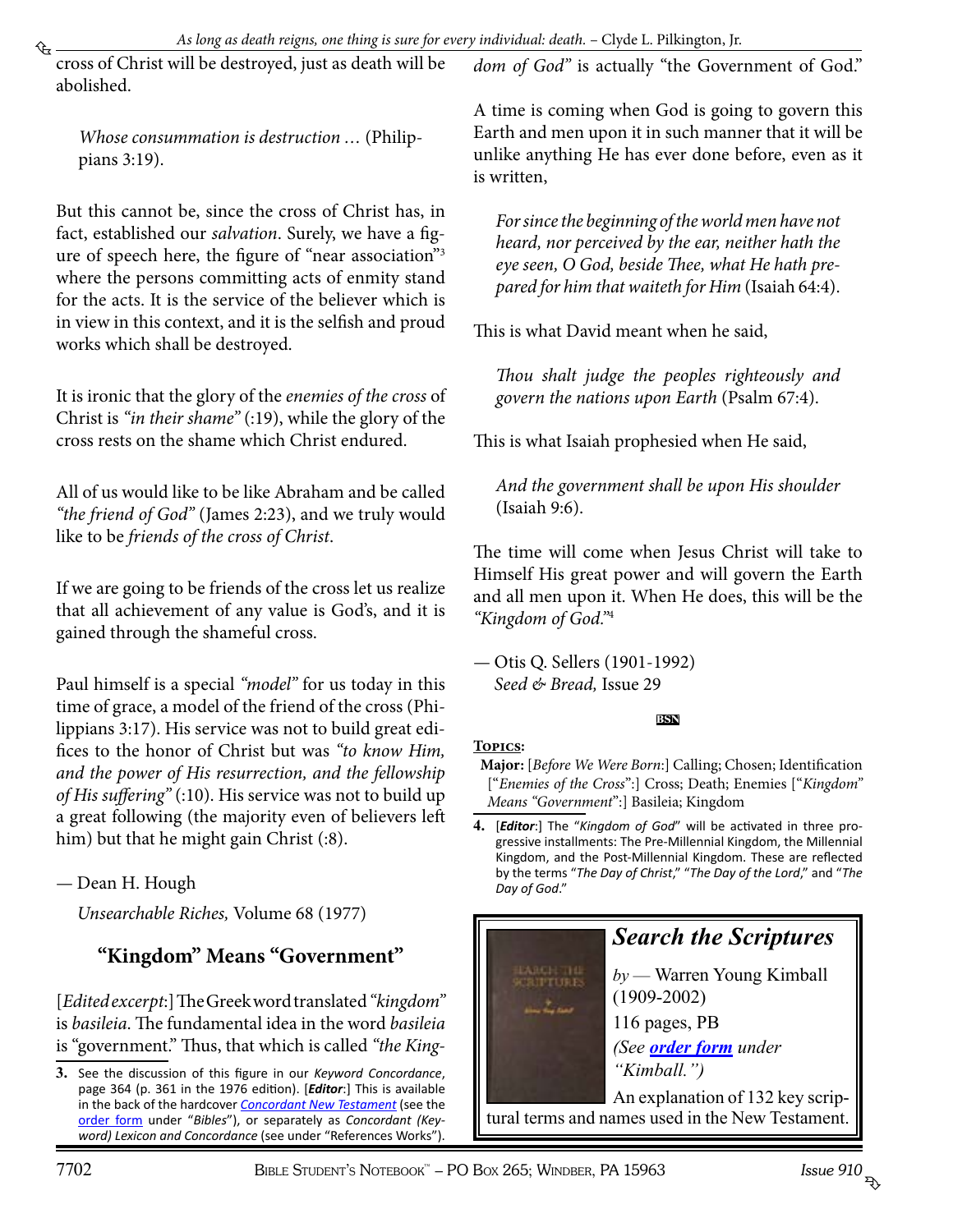cross of Christ will be destroyed, just as death will be abolished.

> *Whose consummation is destruction …* (Philippians 3:19).

But this cannot be, since the cross of Christ has, in fact, established our *salvation*. Surely, we have a figure of speech here, the figure of "near association"[3] where the persons committing acts of enmity stand for the acts. It is the service of the believer which is in view in this context, and it is the selfish and proud works which shall be destroyed.

It is ironic that the glory of the *enemies of the cross* of Christ is *"in their shame"* (:19), while the glory of the cross rests on the shame which Christ endured.

All of us would like to be like Abraham and be called *"the friend of God"* (James 2:23), and we truly would like to be *friends of the cross of Christ*.

If we are going to be friends of the cross let us realize that all achievement of any value is God's, and it is gained through the shameful cross.

Paul himself is a special *"model"* for us today in this time of grace, a model of the friend of the cross (Philippians 3:17). His service was not to build great edifices to the honor of Christ but was *"to know Him, and the power of His resurrection, and the fellowship of His suffering"* (:10). His service was not to build up a great following (the majority even of believers left him) but that he might gain Christ (:8).

— Dean H. Hough
*Unsearchable Riches,* Volume 68 (1977)

## "Kingdom" Means "Government"

[*Edited excerpt*:] The Greek word translated *"kingdom"* is *basileia*. The fundamental idea in the word *basileia* is "government." Thus, that which is called *"the Kingdom of God"* is actually "the Government of God."

A time is coming when God is going to govern this Earth and men upon it in such manner that it will be unlike anything He has ever done before, even as it is written,

> *For since the beginning of the world men have not heard, nor perceived by the ear, neither hath the eye seen, O God, beside Thee, what He hath prepared for him that waiteth for Him* (Isaiah 64:4).

This is what David meant when he said,

> *Thou shalt judge the peoples righteously and govern the nations upon Earth* (Psalm 67:4).

This is what Isaiah prophesied when He said,

> *And the government shall be upon His shoulder* (Isaiah 9:6).

The time will come when Jesus Christ will take to Himself His great power and will govern the Earth and all men upon it. When He does, this will be the *"Kingdom of God."*[4]

— Otis Q. Sellers (1901-1992)
*Seed & Bread,* Issue 29

BSN

**Topics:**
**Major:** [*Before We Were Born*:] Calling; Chosen; Identification ["*Enemies of the Cross*":] Cross; Death; Enemies ["*Kingdom*" *Means "Government"*:] Basileia; Kingdom

3. See the discussion of this figure in our *Keyword Concordance*, page 364 (p. 361 in the 1976 edition). [***Editor***:] This is available in the back of the hardcover *Concordant New Testament* (see the order form under "*Bibles*"), or separately as *Concordant (Keyword) Lexicon and Concordance* (see under "References Works").

4. [***Editor***:] The "*Kingdom of God*" will be activated in three progressive installments: The Pre-Millennial Kingdom, the Millennial Kingdom, and the Post-Millennial Kingdom. These are reflected by the terms "*The Day of Christ*," "*The Day of the Lord*," and "*The Day of God*."

### *Search the Scriptures*

*by* — Warren Young Kimball (1909-2002)
116 pages, PB
*(See **order form** under "Kimball.")*
An explanation of 132 key scriptural terms and names used in the New Testament.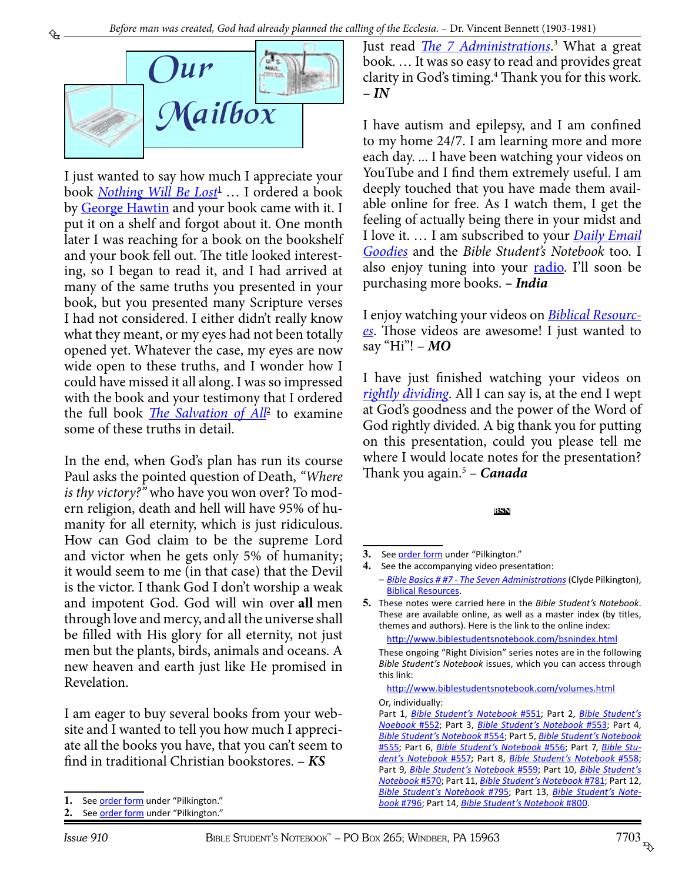# Our Mailbox

I just wanted to say how much I appreciate your book *Nothing Will Be Lost*[1] … I ordered a book by George Hawtin and your book came with it. I put it on a shelf and forgot about it. One month later I was reaching for a book on the bookshelf and your book fell out. The title looked interesting, so I began to read it, and I had arrived at many of the same truths you presented in your book, but you presented many Scripture verses I had not considered. I either didn't really know what they meant, or my eyes had not been totally opened yet. Whatever the case, my eyes are now wide open to these truths, and I wonder how I could have missed it all along. I was so impressed with the book and your testimony that I ordered the full book *The Salvation of All*[2] to examine some of these truths in detail.

In the end, when God's plan has run its course Paul asks the pointed question of Death, *"Where is thy victory?"* who have you won over? To modern religion, death and hell will have 95% of humanity for all eternity, which is just ridiculous. How can God claim to be the supreme Lord and victor when he gets only 5% of humanity; it would seem to me (in that case) that the Devil is the victor. I thank God I don't worship a weak and impotent God. God will win over **all** men through love and mercy, and all the universe shall be filled with His glory for all eternity, not just men but the plants, birds, animals and oceans. A new heaven and earth just like He promised in Revelation.

I am eager to buy several books from your website and I wanted to tell you how much I appreciate all the books you have, that you can't seem to find in traditional Christian bookstores. – ***KS***

Just read *The 7 Administrations*.[3] What a great book. … It was so easy to read and provides great clarity in God's timing.[4] Thank you for this work. – ***IN***

I have autism and epilepsy, and I am confined to my home 24/7. I am learning more and more each day. ... I have been watching your videos on YouTube and I find them extremely useful. I am deeply touched that you have made them available online for free. As I watch them, I get the feeling of actually being there in your midst and I love it. … I am subscribed to your *Daily Email Goodies* and the *Bible Student's Notebook* too. I also enjoy tuning into your radio. I'll soon be purchasing more books. – ***India***

I enjoy watching your videos on *Biblical Resources*. Those videos are awesome! I just wanted to say "Hi"! – ***MO***

I have just finished watching your videos on *rightly dividing*. All I can say is, at the end I wept at God's goodness and the power of the Word of God rightly divided. A big thank you for putting on this presentation, could you please tell me where I would locate notes for the presentation? Thank you again.[5] – ***Canada***

BSN

---

1. See order form under "Pilkington."
2. See order form under "Pilkington."
3. See order form under "Pilkington."
4. See the accompanying video presentation:
   – *Bible Basics # #7 - The Seven Administrations* (Clyde Pilkington), Biblical Resources.
5. These notes were carried here in the *Bible Student's Notebook*. These are available online, as well as a master index (by titles, themes and authors). Here is the link to the online index:
   http://www.biblestudentsnotebook.com/bsnindex.html
   These ongoing "Right Division" series notes are in the following *Bible Student's Notebook* issues, which you can access through this link:
   http://www.biblestudentsnotebook.com/volumes.html
   Or, individually:
   Part 1, *Bible Student's Notebook* #551; Part 2, *Bible Student's Noebook* #552; Part 3, *Bible Student's Notebook* #553; Part 4, *Bible Student's Notebook* #554; Part 5, *Bible Student's Notebook* #555; Part 6, *Bible Student's Notebook* #556; Part 7, *Bible Student's Notebook* #557; Part 8, *Bible Student's Notebook* #558; Part 9, *Bible Student's Notebook* #559; Part 10, *Bible Student's Notebook* #570; Part 11, *Bible Student's Notebook* #781; Part 12, *Bible Student's Notebook* #795; Part 13, *Bible Student's Notebook* #796; Part 14, *Bible Student's Notebook* #800.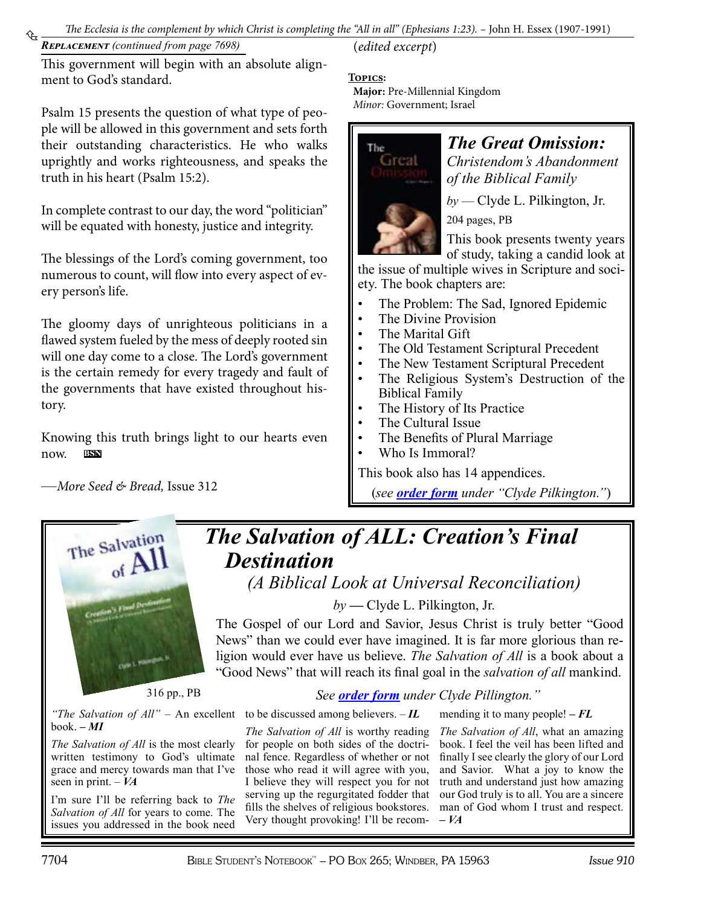***Replacement*** *(continued from page 7698)*

This government will begin with an absolute alignment to God's standard.

Psalm 15 presents the question of what type of people will be allowed in this government and sets forth their outstanding characteristics. He who walks uprightly and works righteousness, and speaks the truth in his heart (Psalm 15:2).

In complete contrast to our day, the word "politician" will be equated with honesty, justice and integrity.

The blessings of the Lord's coming government, too numerous to count, will flow into every aspect of every person's life.

The gloomy days of unrighteous politicians in a flawed system fueled by the mess of deeply rooted sin will one day come to a close. The Lord's government is the certain remedy for every tragedy and fault of the governments that have existed throughout history.

Knowing this truth brings light to our hearts even now. BSN

—*More Seed & Bread,* Issue 312

(*edited excerpt*)

**Topics:**
**Major:** Pre-Millennial Kingdom
*Minor:* Government; Israel

## *The Great Omission:*

*Christendom's Abandonment of the Biblical Family*

*by* — Clyde L. Pilkington, Jr.

204 pages, PB

This book presents twenty years of study, taking a candid look at the issue of multiple wives in Scripture and society. The book chapters are:

- The Problem: The Sad, Ignored Epidemic
- The Divine Provision
- The Marital Gift
- The Old Testament Scriptural Precedent
- The New Testament Scriptural Precedent
- The Religious System's Destruction of the Biblical Family
- The History of Its Practice
- The Cultural Issue
- The Benefits of Plural Marriage
- Who Is Immoral?

This book also has 14 appendices.

(*see* ***order form*** *under "Clyde Pilkington."*)

## *The Salvation of ALL: Creation's Final Destination*

### *(A Biblical Look at Universal Reconciliation)*

*by* — Clyde L. Pilkington, Jr.

The Gospel of our Lord and Savior, Jesus Christ is truly better "Good News" than we could ever have imagined. It is far more glorious than religion would ever have us believe. *The Salvation of All* is a book about a "Good News" that will reach its final goal in the *salvation of all* mankind.

316 pp., PB

*See* ***order form*** *under Clyde Pillington."*

*"The Salvation of All"* – An excellent book. – ***MI***

*The Salvation of All* is the most clearly written testimony to God's ultimate grace and mercy towards man that I've seen in print. – ***VA***

I'm sure I'll be referring back to *The Salvation of All* for years to come. The issues you addressed in the book need to be discussed among believers. – ***IL***

*The Salvation of All* is worthy reading for people on both sides of the doctrinal fence. Regardless of whether or not those who read it will agree with you, I believe they will respect you for not serving up the regurgitated fodder that fills the shelves of religious bookstores. Very thought provoking! I'll be recommending it to many people! – ***FL***

*The Salvation of All*, what an amazing book. I feel the veil has been lifted and finally I see clearly the glory of our Lord and Savior. What a joy to know the truth and understand just how amazing our God truly is to all. You are a sincere man of God whom I trust and respect. – ***VA***